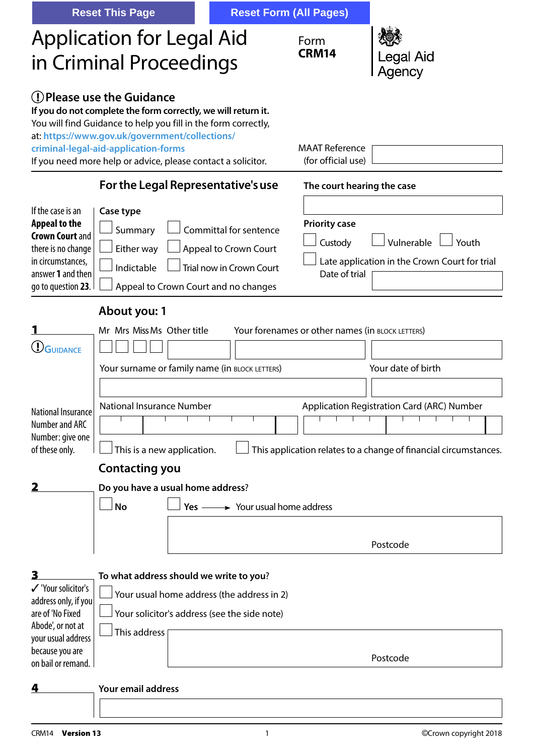Reset This Page | Reset Form (All Pages)

# Application for Legal Aid in Criminal Proceedings

Form **CRM14**

Legal Aid Agency

## Please use the Guidance

**If you do not complete the form correctly, we will return it.**

You will find Guidance to help you fill in the form correctly, at: https://www.gov.uk/government/collections/criminal-legal-aid-application-forms

If you need more help or advice, please contact a solicitor.

MAAT Reference (for official use)

## For the Legal Representative's use

If the case is an **Appeal to the Crown Court** and there is no change in circumstances, answer **1** and then go to question **23**.

**Case type**

- ☐ Summary
- ☐ Committal for sentence
- ☐ Either way
- ☐ Appeal to Crown Court
- ☐ Indictable
- ☐ Trial now in Crown Court
- ☐ Appeal to Crown Court and no changes

**The court hearing the case**

**Priority case**

- ☐ Custody
- ☐ Vulnerable
- ☐ Youth
- ☐ Late application in the Crown Court for trial

Date of trial

## About you: 1

**1**

GUIDANCE

Mr ☐ Mrs ☐ Miss ☐ Ms ☐ Other title

Your forenames or other names (in BLOCK LETTERS)

Your surname or family name (in BLOCK LETTERS)

Your date of birth

National Insurance Number and ARC Number: give one of these only.

National Insurance Number

Application Registration Card (ARC) Number

- ☐ This is a new application.
- ☐ This application relates to a change of financial circumstances.

## Contacting you

**2**

**Do you have a usual home address?**

- ☐ **No**
- ☐ **Yes** → Your usual home address

Postcode

**3**

✓ 'Your solicitor's address only, if you are of 'No Fixed Abode', or not at your usual address because you are on bail or remand.

**To what address should we write to you?**

- ☐ Your usual home address (the address in 2)
- ☐ Your solicitor's address (see the side note)
- ☐ This address

Postcode

**4**

**Your email address**

CRM14 **Version 13** ©Crown copyright 2018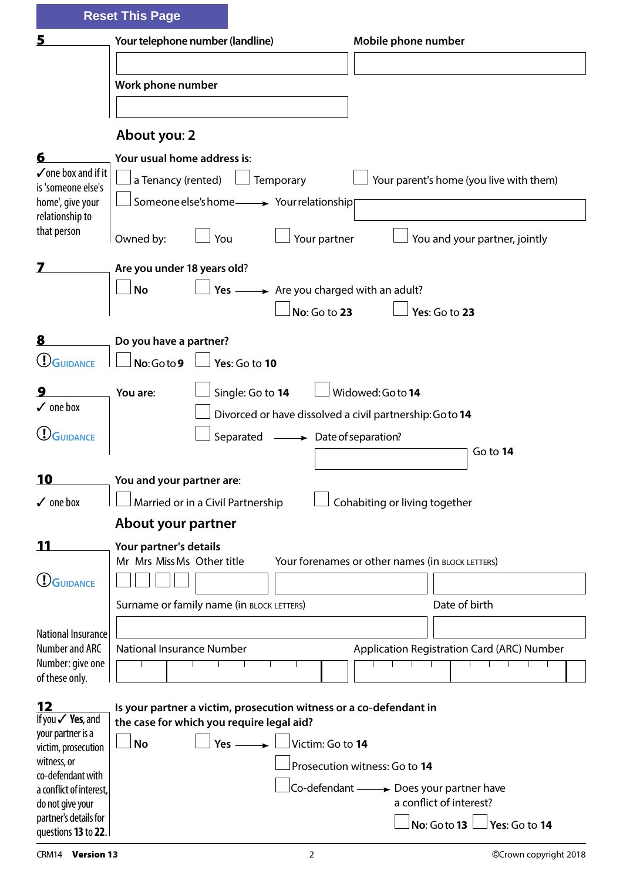Reset This Page

**5**

**Your telephone number (landline)**

**Mobile phone number**

**Work phone number**

## About you: 2

**6**

✓one box and if it is 'someone else's home', give your relationship to that person

**Your usual home address is:**

☐ a Tenancy (rented) ☐ Temporary ☐ Your parent's home (you live with them)

☐ Someone else's home → Your relationship

Owned by: ☐ You ☐ Your partner ☐ You and your partner, jointly

**7**

**Are you under 18 years old?**

☐ **No** ☐ **Yes** → Are you charged with an adult?

☐ **No**: Go to **23** ☐ **Yes**: Go to **23**

**8**

GUIDANCE

**Do you have a partner?**

☐ **No**: Go to **9** ☐ **Yes**: Go to **10**

**9**

✓ one box

GUIDANCE

**You are:**

☐ Single: Go to **14** ☐ Widowed: Go to **14**

☐ Divorced or have dissolved a civil partnership: Go to **14**

☐ Separated → Date of separation?

Go to **14**

**10**

✓ one box

**You and your partner are:**

☐ Married or in a Civil Partnership ☐ Cohabiting or living together

## About your partner

**11**

GUIDANCE

National Insurance Number and ARC Number: give one of these only.

**Your partner's details**

Mr Mrs Miss Ms Other title

Your forenames or other names (in BLOCK LETTERS)

Surname or family name (in BLOCK LETTERS)

Date of birth

National Insurance Number

Application Registration Card (ARC) Number

**12**

If you ✓ **Yes**, and your partner is a victim, prosecution witness, or co-defendant with a conflict of interest, do not give your partner's details for questions **13** to **22**.

**Is your partner a victim, prosecution witness or a co-defendant in the case for which you require legal aid?**

☐ **No** ☐ **Yes** → ☐ Victim: Go to **14**

☐ Prosecution witness: Go to **14**

☐ Co-defendant → Does your partner have a conflict of interest?

☐ **No**: Go to **13** ☐ **Yes**: Go to **14**

CRM14 **Version 13** ©Crown copyright 2018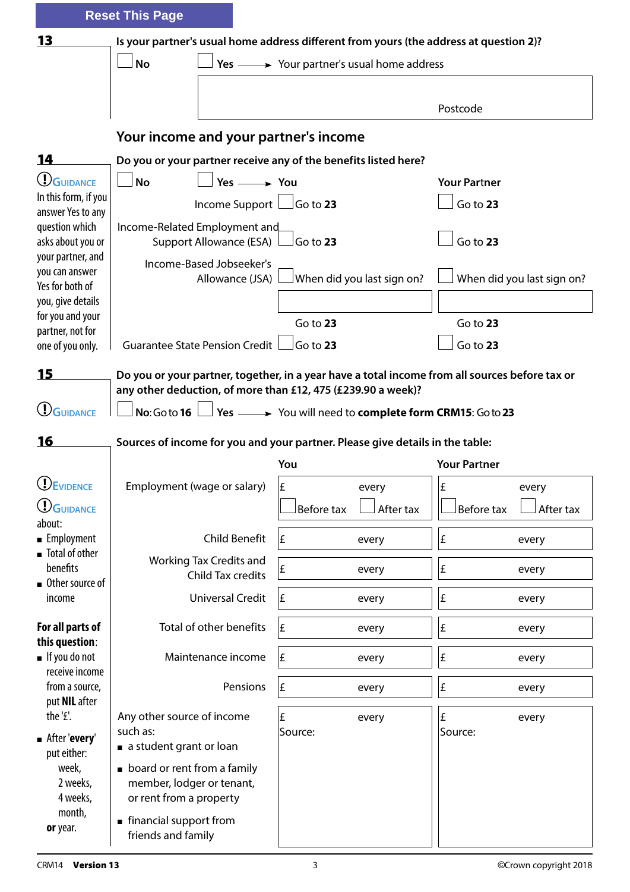Reset This Page

## 13

**Is your partner's usual home address different from yours (the address at question 2)?**

☐ **No** ☐ **Yes** → Your partner's usual home address

Postcode

## Your income and your partner's income

## 14

**Do you or your partner receive any of the benefits listed here?**

**GUIDANCE**
In this form, if you answer Yes to any question which asks about you or your partner, and you can answer Yes for both of you, give details for you and your partner, not for one of you only.

☐ **No** ☐ **Yes** →

| | **You** | **Your Partner** |
|---|---|---|
| Income Support | ☐ Go to **23** | ☐ Go to **23** |
| Income-Related Employment and Support Allowance (ESA) | ☐ Go to **23** | ☐ Go to **23** |
| Income-Based Jobseeker's Allowance (JSA) | ☐ When did you last sign on? Go to **23** | ☐ When did you last sign on? Go to **23** |
| Guarantee State Pension Credit | ☐ Go to **23** | ☐ Go to **23** |

## 15

**Do you or your partner, together, in a year have a total income from all sources before tax or any other deduction, of more than £12, 475 (£239.90 a week)?**

**GUIDANCE**

☐ **No:** Go to **16** ☐ **Yes** → You will need to **complete form CRM15**: Go to **23**

## 16

**Sources of income for you and your partner. Please give details in the table:**

**EVIDENCE**

**GUIDANCE** about:
- Employment
- Total of other benefits
- Other source of income

**For all parts of this question:**
- If you do not receive income from a source, put **NIL** after the '£'.
- After '**every**' put either: week, 2 weeks, 4 weeks, month, **or** year.

| | **You** | **Your Partner** |
|---|---|---|
| Employment (wage or salary) | £ every ☐ Before tax ☐ After tax | £ every ☐ Before tax ☐ After tax |
| Child Benefit | £ every | £ every |
| Working Tax Credits and Child Tax credits | £ every | £ every |
| Universal Credit | £ every | £ every |
| Total of other benefits | £ every | £ every |
| Maintenance income | £ every | £ every |
| Pensions | £ every | £ every |
| Any other source of income such as: <br>■ a student grant or loan <br>■ board or rent from a family member, lodger or tenant, or rent from a property <br>■ financial support from friends and family | £ every Source: | £ every Source: |

CRM14 **Version 13** ©Crown copyright 2018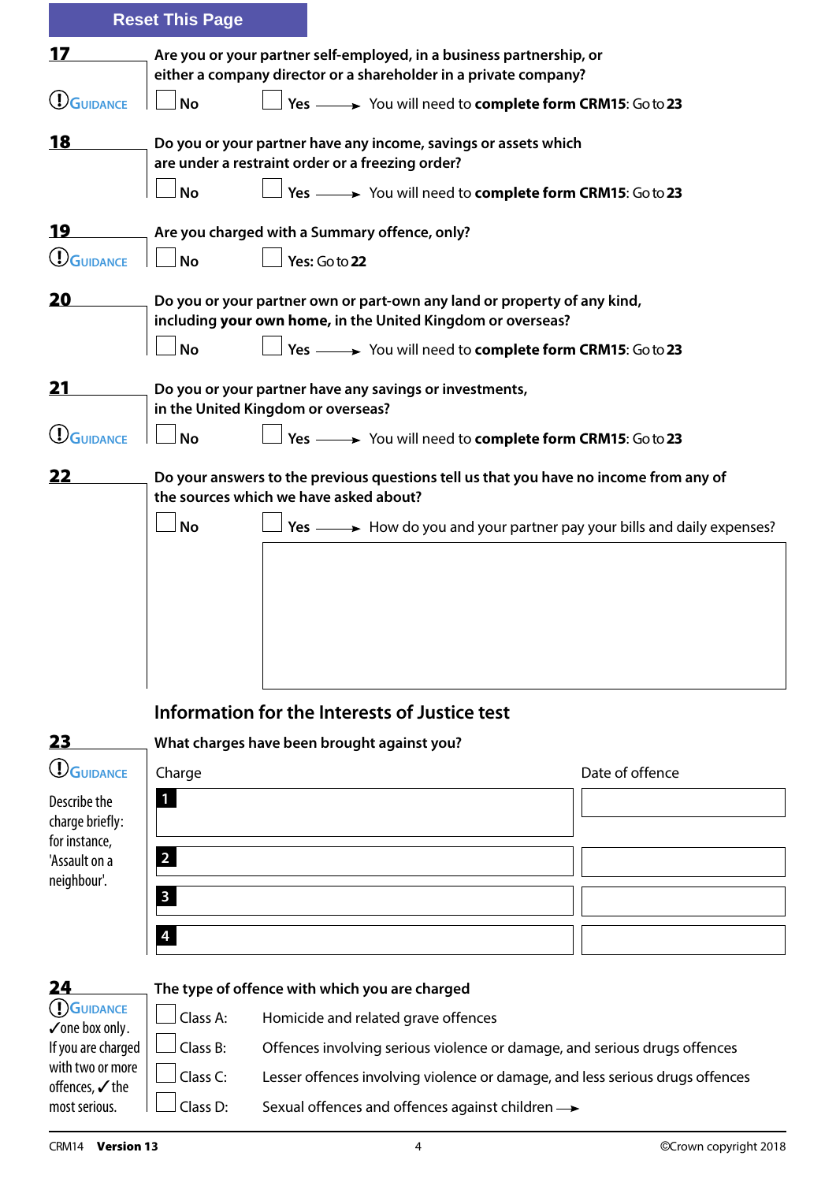Reset This Page

**17** Are you or your partner self-employed, in a business partnership, or either a company director or a shareholder in a private company?

GUIDANCE

☐ No ☐ Yes → You will need to **complete form CRM15**: Go to **23**

**18** Do you or your partner have any income, savings or assets which are under a restraint order or a freezing order?

☐ No ☐ Yes → You will need to **complete form CRM15**: Go to **23**

**19** Are you charged with a Summary offence, only?

GUIDANCE

☐ No ☐ Yes: Go to **22**

**20** Do you or your partner own or part-own any land or property of any kind, including **your own home**, in the United Kingdom or overseas?

☐ No ☐ Yes → You will need to **complete form CRM15**: Go to **23**

**21** Do you or your partner have any savings or investments, in the United Kingdom or overseas?

GUIDANCE

☐ No ☐ Yes → You will need to **complete form CRM15**: Go to **23**

**22** Do your answers to the previous questions tell us that you have no income from any of the sources which we have asked about?

☐ No ☐ Yes → How do you and your partner pay your bills and daily expenses?

## Information for the Interests of Justice test

**23** What charges have been brought against you?

GUIDANCE

Describe the charge briefly: for instance, 'Assault on a neighbour'.

| Charge | Date of offence |
|---|---|
| 1 | |
| 2 | |
| 3 | |
| 4 | |

**24** The type of offence with which you are charged

GUIDANCE

✓one box only. If you are charged with two or more offences, ✓the most serious.

☐ Class A: Homicide and related grave offences

☐ Class B: Offences involving serious violence or damage, and serious drugs offences

☐ Class C: Lesser offences involving violence or damage, and less serious drugs offences

☐ Class D: Sexual offences and offences against children →

CRM14 **Version 13** ©Crown copyright 2018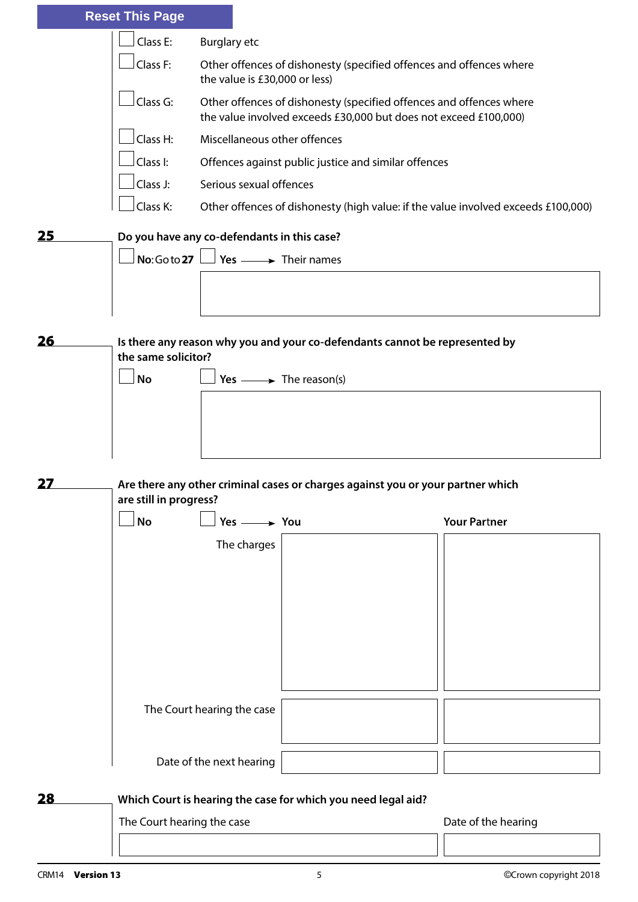Reset This Page

- ☐ Class E: Burglary etc
- ☐ Class F: Other offences of dishonesty (specified offences and offences where the value is £30,000 or less)
- ☐ Class G: Other offences of dishonesty (specified offences and offences where the value involved exceeds £30,000 but does not exceed £100,000)
- ☐ Class H: Miscellaneous other offences
- ☐ Class I: Offences against public justice and similar offences
- ☐ Class J: Serious sexual offences
- ☐ Class K: Other offences of dishonesty (high value: if the value involved exceeds £100,000)

## 25

**Do you have any co-defendants in this case?**

☐ **No**: Go to **27** ☐ **Yes** → Their names

## 26

**Is there any reason why you and your co-defendants cannot be represented by the same solicitor?**

☐ **No** ☐ **Yes** → The reason(s)

## 27

**Are there any other criminal cases or charges against you or your partner which are still in progress?**

☐ **No** ☐ **Yes** →

| | **You** | **Your Partner** |
|---|---|---|
| The charges | | |
| The Court hearing the case | | |
| Date of the next hearing | | |

## 28

**Which Court is hearing the case for which you need legal aid?**

| The Court hearing the case | Date of the hearing |
|---|---|
| | |

CRM14 **Version 13** ©Crown copyright 2018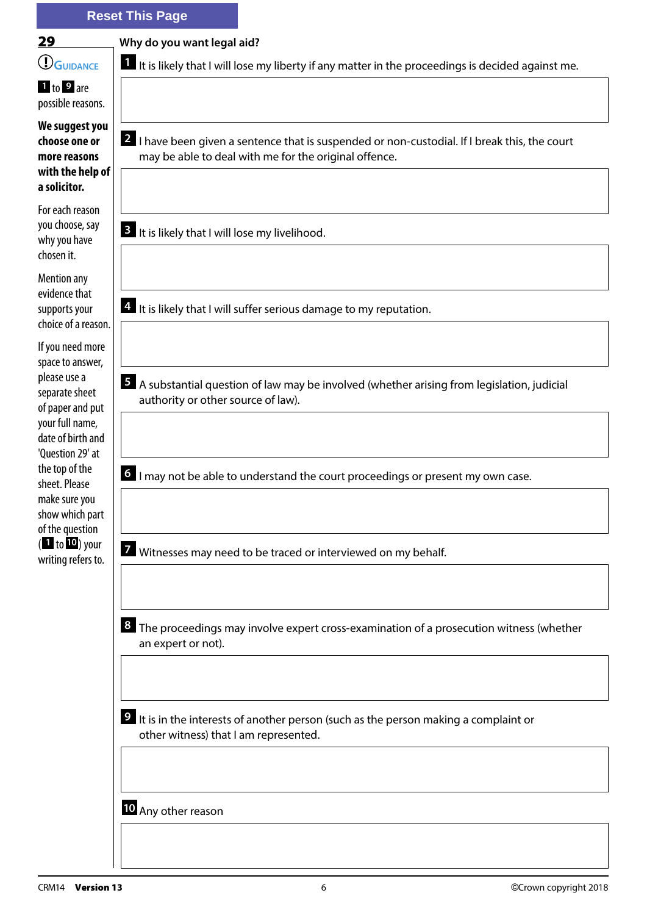Reset This Page

## 29

**Why do you want legal aid?**

**Guidance**

1 to 9 are possible reasons.

**We suggest you choose one or more reasons with the help of a solicitor.**

For each reason you choose, say why you have chosen it.

Mention any evidence that supports your choice of a reason.

If you need more space to answer, please use a separate sheet of paper and put your full name, date of birth and 'Question 29' at the top of the sheet. Please make sure you show which part of the question (1 to 10) your writing refers to.

**1** It is likely that I will lose my liberty if any matter in the proceedings is decided against me.

**2** I have been given a sentence that is suspended or non-custodial. If I break this, the court may be able to deal with me for the original offence.

**3** It is likely that I will lose my livelihood.

**4** It is likely that I will suffer serious damage to my reputation.

**5** A substantial question of law may be involved (whether arising from legislation, judicial authority or other source of law).

**6** I may not be able to understand the court proceedings or present my own case.

**7** Witnesses may need to be traced or interviewed on my behalf.

**8** The proceedings may involve expert cross-examination of a prosecution witness (whether an expert or not).

**9** It is in the interests of another person (such as the person making a complaint or other witness) that I am represented.

**10** Any other reason

CRM14 **Version 13** ©Crown copyright 2018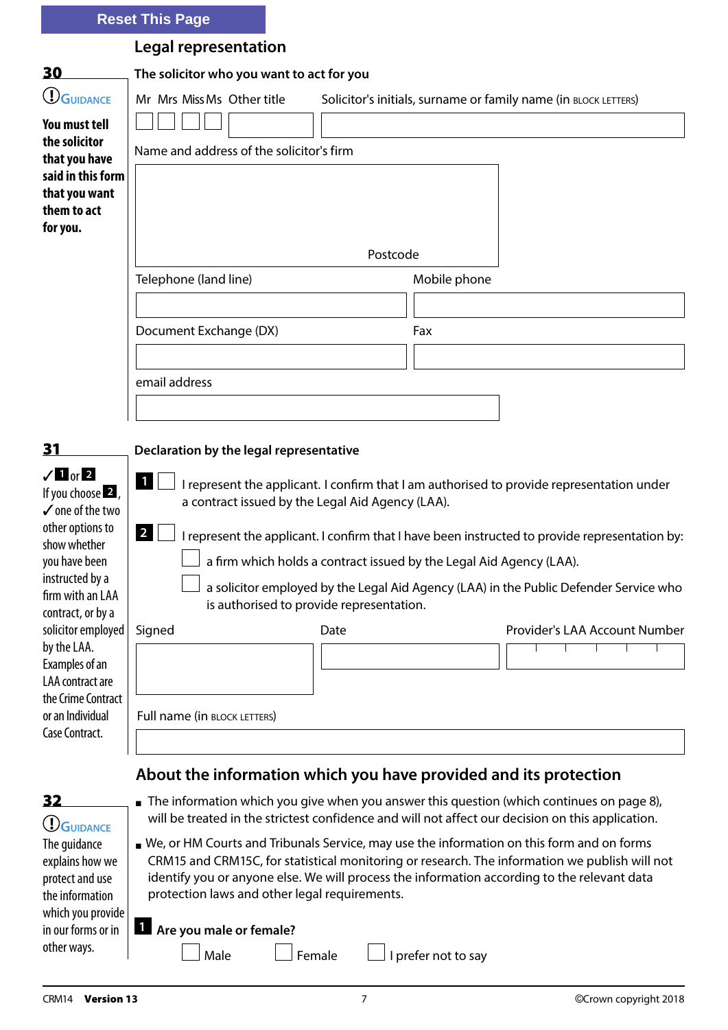Reset This Page

## Legal representation

**30**

**GUIDANCE**

**You must tell the solicitor that you have said in this form that you want them to act for you.**

### The solicitor who you want to act for you

Mr ☐ Mrs ☐ Miss ☐ Ms ☐ Other title

Solicitor's initials, surname or family name (in BLOCK LETTERS)

Name and address of the solicitor's firm

Postcode

Telephone (land line)

Mobile phone

Document Exchange (DX)

Fax

email address

**31**

✓ 1 or 2
If you choose 2, ✓ one of the two other options to show whether you have been instructed by a firm with an LAA contract, or by a solicitor employed by the LAA. Examples of an LAA contract are the Crime Contract or an Individual Case Contract.

### Declaration by the legal representative

1 ☐ I represent the applicant. I confirm that I am authorised to provide representation under a contract issued by the Legal Aid Agency (LAA).

2 ☐ I represent the applicant. I confirm that I have been instructed to provide representation by:

- ☐ a firm which holds a contract issued by the Legal Aid Agency (LAA).
- ☐ a solicitor employed by the Legal Aid Agency (LAA) in the Public Defender Service who is authorised to provide representation.

Signed

Date

Provider's LAA Account Number

Full name (in BLOCK LETTERS)

## About the information which you have provided and its protection

**32**

**GUIDANCE**

The guidance explains how we protect and use the information which you provide in our forms or in other ways.

- The information which you give when you answer this question (which continues on page 8), will be treated in the strictest confidence and will not affect our decision on this application.
- We, or HM Courts and Tribunals Service, may use the information on this form and on forms CRM15 and CRM15C, for statistical monitoring or research. The information we publish will not identify you or anyone else. We will process the information according to the relevant data protection laws and other legal requirements.

**1 Are you male or female?**

☐ Male ☐ Female ☐ I prefer not to say

CRM14 **Version 13** ©Crown copyright 2018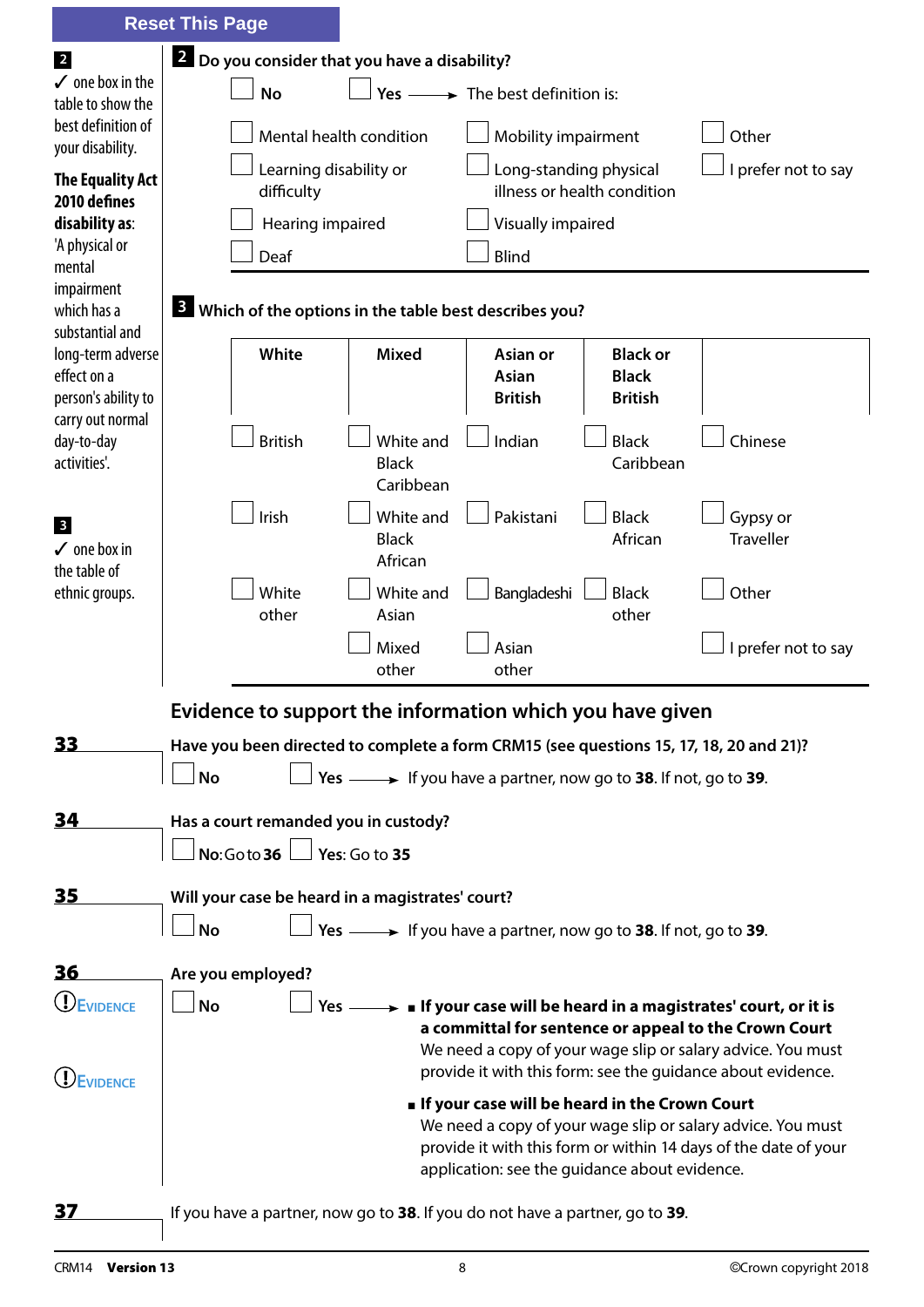Reset This Page

**2**
✓ one box in the table to show the best definition of your disability.

**The Equality Act 2010 defines disability as**: 'A physical or mental impairment which has a substantial and long-term adverse effect on a person's ability to carry out normal day-to-day activities'.

**2 Do you consider that you have a disability?**

☐ **No** ☐ **Yes** → The best definition is:

| | | |
|---|---|---|
| ☐ Mental health condition | ☐ Mobility impairment | ☐ Other |
| ☐ Learning disability or difficulty | ☐ Long-standing physical illness or health condition | ☐ I prefer not to say |
| ☐ Hearing impaired | ☐ Visually impaired | |
| ☐ Deaf | ☐ Blind | |

**3**
✓ one box in the table of ethnic groups.

**3 Which of the options in the table best describes you?**

| White | Mixed | Asian or Asian British | Black or Black British | |
|---|---|---|---|---|
| ☐ British | ☐ White and Black Caribbean | ☐ Indian | ☐ Black Caribbean | ☐ Chinese |
| ☐ Irish | ☐ White and Black African | ☐ Pakistani | ☐ Black African | ☐ Gypsy or Traveller |
| ☐ White other | ☐ White and Asian | ☐ Bangladeshi | ☐ Black other | ☐ Other |
| | ☐ Mixed other | ☐ Asian other | | ☐ I prefer not to say |

## Evidence to support the information which you have given

**33**

**Have you been directed to complete a form CRM15 (see questions 15, 17, 18, 20 and 21)?**

☐ **No** ☐ **Yes** → If you have a partner, now go to **38**. If not, go to **39**.

**34**

**Has a court remanded you in custody?**

☐ **No**: Go to **36** ☐ **Yes**: Go to **35**

**35**

**Will your case be heard in a magistrates' court?**

☐ **No** ☐ **Yes** → If you have a partner, now go to **38**. If not, go to **39**.

**36**

ⓘ EVIDENCE

ⓘ EVIDENCE

**Are you employed?**

☐ **No** ☐ **Yes** →

- **If your case will be heard in a magistrates' court, or it is a committal for sentence or appeal to the Crown Court**
  We need a copy of your wage slip or salary advice. You must provide it with this form: see the guidance about evidence.
- **If your case will be heard in the Crown Court**
  We need a copy of your wage slip or salary advice. You must provide it with this form or within 14 days of the date of your application: see the guidance about evidence.

**37**

If you have a partner, now go to **38**. If you do not have a partner, go to **39**.

CRM14 **Version 13** ©Crown copyright 2018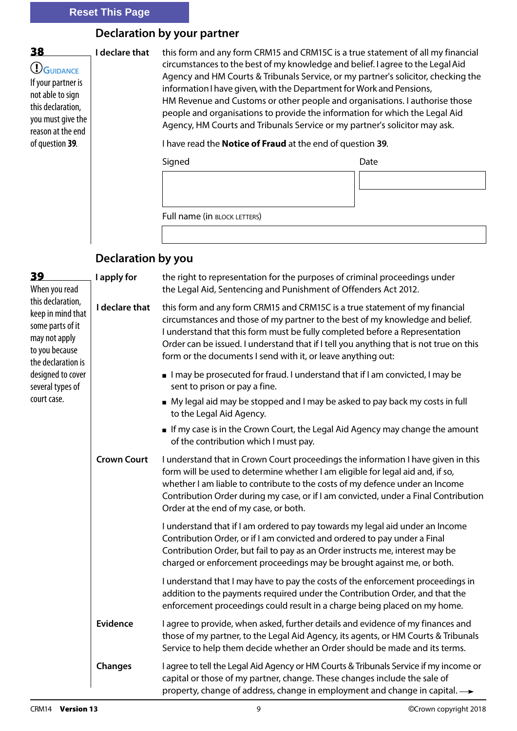Reset This Page

## Declaration by your partner

**38**

! GUIDANCE

If your partner is not able to sign this declaration, you must give the reason at the end of question **39**.

**I declare that** this form and any form CRM15 and CRM15C is a true statement of all my financial circumstances to the best of my knowledge and belief. I agree to the Legal Aid Agency and HM Courts & Tribunals Service, or my partner's solicitor, checking the information I have given, with the Department for Work and Pensions, HM Revenue and Customs or other people and organisations. I authorise those people and organisations to provide the information for which the Legal Aid Agency, HM Courts and Tribunals Service or my partner's solicitor may ask.

I have read the **Notice of Fraud** at the end of question **39**.

Signed

Date

Full name (in BLOCK LETTERS)

## Declaration by you

**39**

When you read this declaration, keep in mind that some parts of it may not apply to you because the declaration is designed to cover several types of court case.

**I apply for** the right to representation for the purposes of criminal proceedings under the Legal Aid, Sentencing and Punishment of Offenders Act 2012.

**I declare that** this form and any form CRM15 and CRM15C is a true statement of my financial circumstances and those of my partner to the best of my knowledge and belief. I understand that this form must be fully completed before a Representation Order can be issued. I understand that if I tell you anything that is not true on this form or the documents I send with it, or leave anything out:

- I may be prosecuted for fraud. I understand that if I am convicted, I may be sent to prison or pay a fine.
- My legal aid may be stopped and I may be asked to pay back my costs in full to the Legal Aid Agency.
- If my case is in the Crown Court, the Legal Aid Agency may change the amount of the contribution which I must pay.

**Crown Court** I understand that in Crown Court proceedings the information I have given in this form will be used to determine whether I am eligible for legal aid and, if so, whether I am liable to contribute to the costs of my defence under an Income Contribution Order during my case, or if I am convicted, under a Final Contribution Order at the end of my case, or both.

I understand that if I am ordered to pay towards my legal aid under an Income Contribution Order, or if I am convicted and ordered to pay under a Final Contribution Order, but fail to pay as an Order instructs me, interest may be charged or enforcement proceedings may be brought against me, or both.

I understand that I may have to pay the costs of the enforcement proceedings in addition to the payments required under the Contribution Order, and that the enforcement proceedings could result in a charge being placed on my home.

**Evidence** I agree to provide, when asked, further details and evidence of my finances and those of my partner, to the Legal Aid Agency, its agents, or HM Courts & Tribunals Service to help them decide whether an Order should be made and its terms.

**Changes** I agree to tell the Legal Aid Agency or HM Courts & Tribunals Service if my income or capital or those of my partner, change. These changes include the sale of property, change of address, change in employment and change in capital. →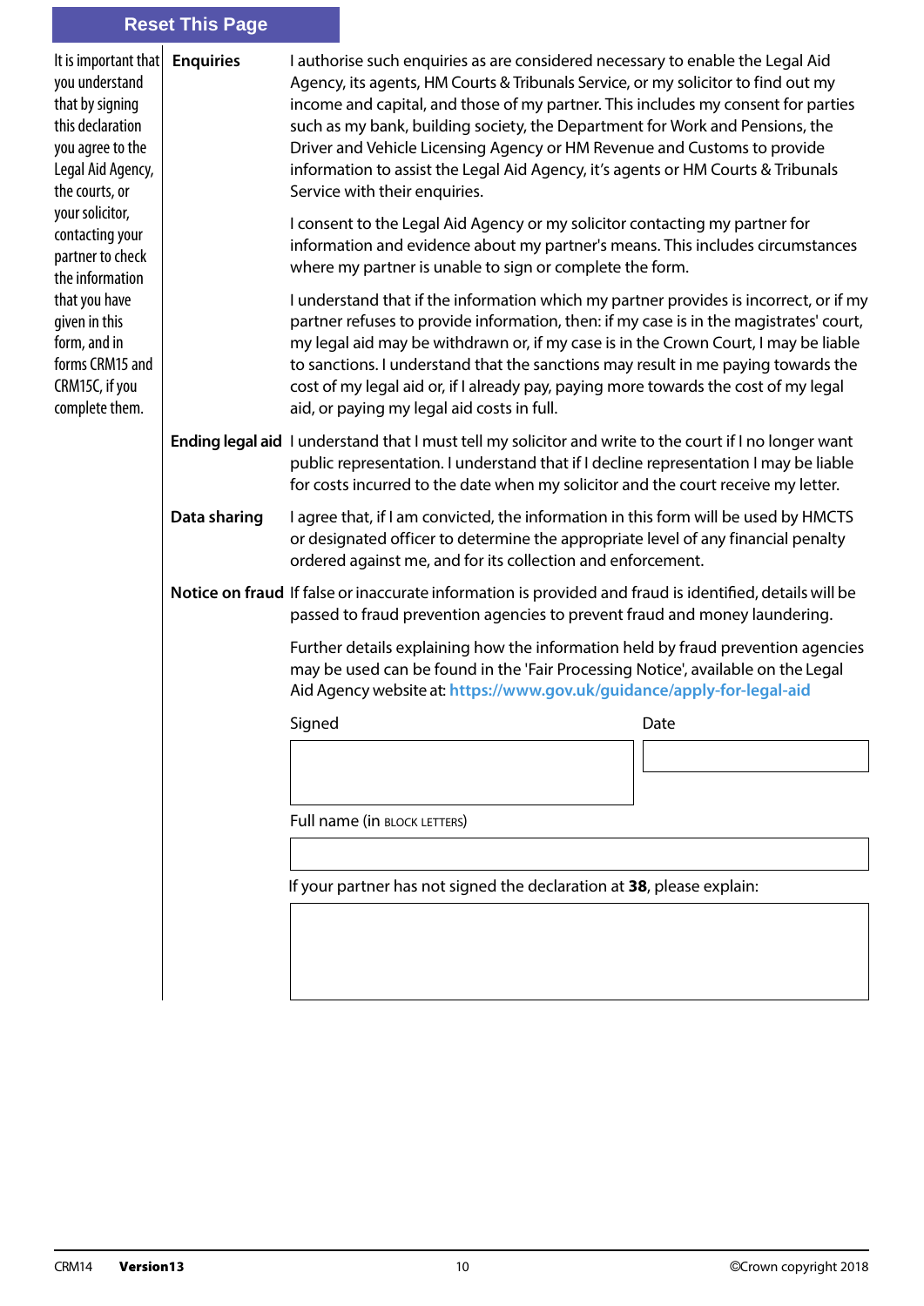Reset This Page

It is important that you understand that by signing this declaration you agree to the Legal Aid Agency, the courts, or your solicitor, contacting your partner to check the information that you have given in this form, and in forms CRM15 and CRM15C, if you complete them.

**Enquiries**

I authorise such enquiries as are considered necessary to enable the Legal Aid Agency, its agents, HM Courts & Tribunals Service, or my solicitor to find out my income and capital, and those of my partner. This includes my consent for parties such as my bank, building society, the Department for Work and Pensions, the Driver and Vehicle Licensing Agency or HM Revenue and Customs to provide information to assist the Legal Aid Agency, it's agents or HM Courts & Tribunals Service with their enquiries.

I consent to the Legal Aid Agency or my solicitor contacting my partner for information and evidence about my partner's means. This includes circumstances where my partner is unable to sign or complete the form.

I understand that if the information which my partner provides is incorrect, or if my partner refuses to provide information, then: if my case is in the magistrates' court, my legal aid may be withdrawn or, if my case is in the Crown Court, I may be liable to sanctions. I understand that the sanctions may result in me paying towards the cost of my legal aid or, if I already pay, paying more towards the cost of my legal aid, or paying my legal aid costs in full.

**Ending legal aid**

I understand that I must tell my solicitor and write to the court if I no longer want public representation. I understand that if I decline representation I may be liable for costs incurred to the date when my solicitor and the court receive my letter.

**Data sharing**

I agree that, if I am convicted, the information in this form will be used by HMCTS or designated officer to determine the appropriate level of any financial penalty ordered against me, and for its collection and enforcement.

**Notice on fraud**

If false or inaccurate information is provided and fraud is identified, details will be passed to fraud prevention agencies to prevent fraud and money laundering.

Further details explaining how the information held by fraud prevention agencies may be used can be found in the 'Fair Processing Notice', available on the Legal Aid Agency website at: https://www.gov.uk/guidance/apply-for-legal-aid

Signed

Date

Full name (in BLOCK LETTERS)

If your partner has not signed the declaration at **38**, please explain:

CRM14 **Version13** ©Crown copyright 2018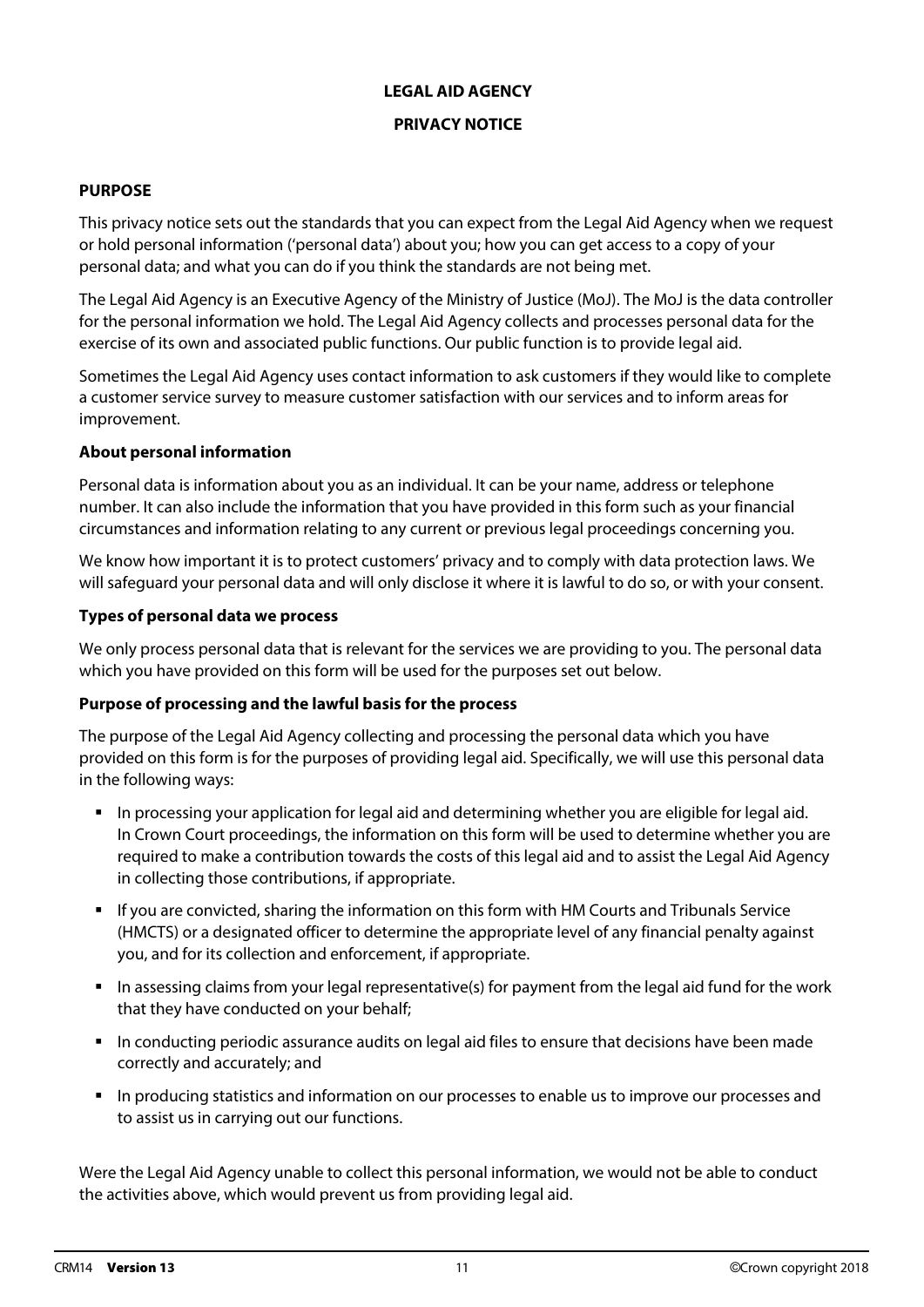# LEGAL AID AGENCY

## PRIVACY NOTICE

### PURPOSE

This privacy notice sets out the standards that you can expect from the Legal Aid Agency when we request or hold personal information ('personal data') about you; how you can get access to a copy of your personal data; and what you can do if you think the standards are not being met.

The Legal Aid Agency is an Executive Agency of the Ministry of Justice (MoJ). The MoJ is the data controller for the personal information we hold. The Legal Aid Agency collects and processes personal data for the exercise of its own and associated public functions. Our public function is to provide legal aid.

Sometimes the Legal Aid Agency uses contact information to ask customers if they would like to complete a customer service survey to measure customer satisfaction with our services and to inform areas for improvement.

### About personal information

Personal data is information about you as an individual. It can be your name, address or telephone number. It can also include the information that you have provided in this form such as your financial circumstances and information relating to any current or previous legal proceedings concerning you.

We know how important it is to protect customers' privacy and to comply with data protection laws. We will safeguard your personal data and will only disclose it where it is lawful to do so, or with your consent.

### Types of personal data we process

We only process personal data that is relevant for the services we are providing to you. The personal data which you have provided on this form will be used for the purposes set out below.

### Purpose of processing and the lawful basis for the process

The purpose of the Legal Aid Agency collecting and processing the personal data which you have provided on this form is for the purposes of providing legal aid. Specifically, we will use this personal data in the following ways:

- In processing your application for legal aid and determining whether you are eligible for legal aid. In Crown Court proceedings, the information on this form will be used to determine whether you are required to make a contribution towards the costs of this legal aid and to assist the Legal Aid Agency in collecting those contributions, if appropriate.
- If you are convicted, sharing the information on this form with HM Courts and Tribunals Service (HMCTS) or a designated officer to determine the appropriate level of any financial penalty against you, and for its collection and enforcement, if appropriate.
- In assessing claims from your legal representative(s) for payment from the legal aid fund for the work that they have conducted on your behalf;
- In conducting periodic assurance audits on legal aid files to ensure that decisions have been made correctly and accurately; and
- In producing statistics and information on our processes to enable us to improve our processes and to assist us in carrying out our functions.

Were the Legal Aid Agency unable to collect this personal information, we would not be able to conduct the activities above, which would prevent us from providing legal aid.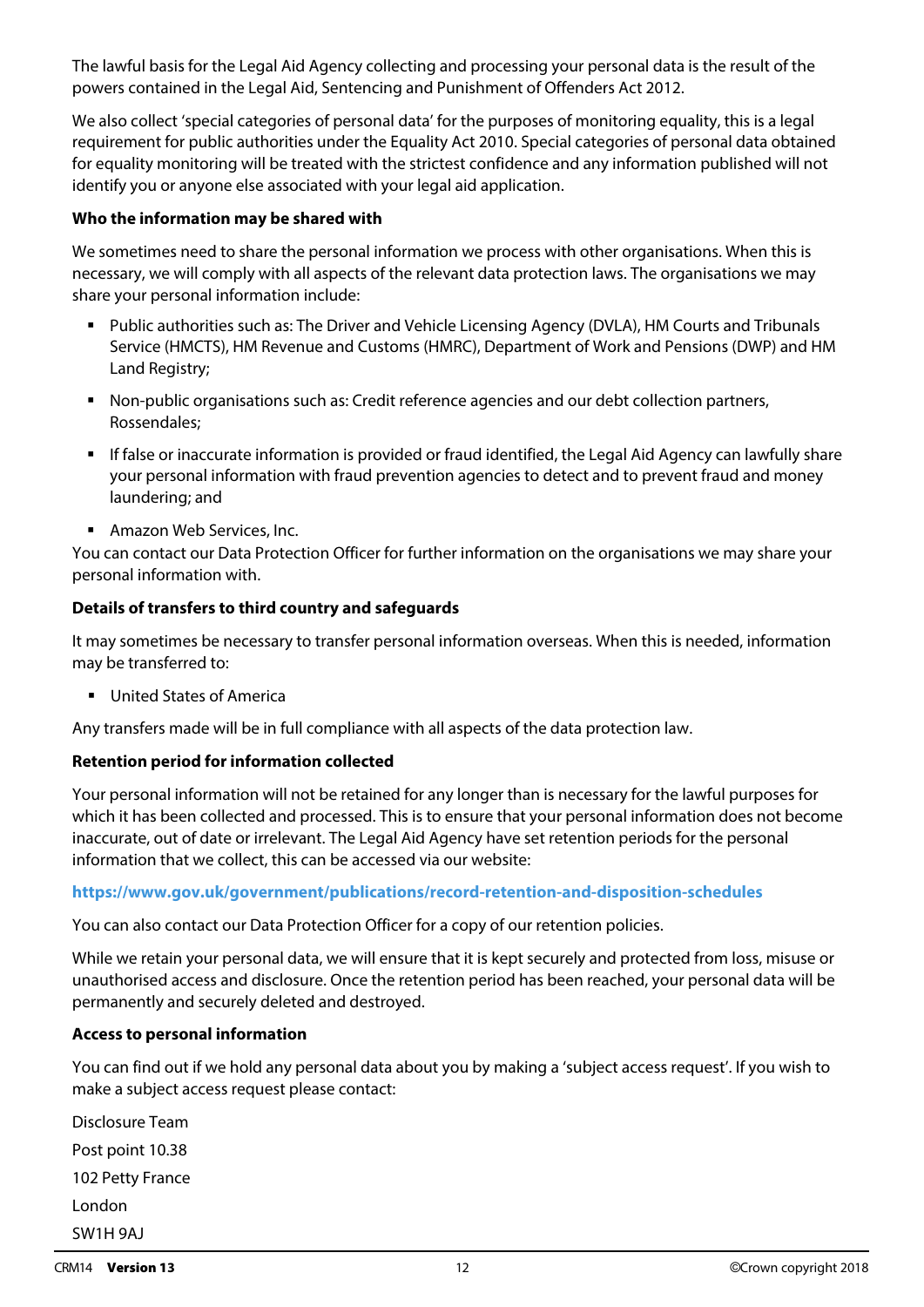The lawful basis for the Legal Aid Agency collecting and processing your personal data is the result of the powers contained in the Legal Aid, Sentencing and Punishment of Offenders Act 2012.

We also collect 'special categories of personal data' for the purposes of monitoring equality, this is a legal requirement for public authorities under the Equality Act 2010. Special categories of personal data obtained for equality monitoring will be treated with the strictest confidence and any information published will not identify you or anyone else associated with your legal aid application.

**Who the information may be shared with**

We sometimes need to share the personal information we process with other organisations. When this is necessary, we will comply with all aspects of the relevant data protection laws. The organisations we may share your personal information include:

- Public authorities such as: The Driver and Vehicle Licensing Agency (DVLA), HM Courts and Tribunals Service (HMCTS), HM Revenue and Customs (HMRC), Department of Work and Pensions (DWP) and HM Land Registry;
- Non-public organisations such as: Credit reference agencies and our debt collection partners, Rossendales;
- If false or inaccurate information is provided or fraud identified, the Legal Aid Agency can lawfully share your personal information with fraud prevention agencies to detect and to prevent fraud and money laundering; and
- Amazon Web Services, Inc.

You can contact our Data Protection Officer for further information on the organisations we may share your personal information with.

**Details of transfers to third country and safeguards**

It may sometimes be necessary to transfer personal information overseas. When this is needed, information may be transferred to:

- United States of America

Any transfers made will be in full compliance with all aspects of the data protection law.

**Retention period for information collected**

Your personal information will not be retained for any longer than is necessary for the lawful purposes for which it has been collected and processed. This is to ensure that your personal information does not become inaccurate, out of date or irrelevant. The Legal Aid Agency have set retention periods for the personal information that we collect, this can be accessed via our website:

**https://www.gov.uk/government/publications/record-retention-and-disposition-schedules**

You can also contact our Data Protection Officer for a copy of our retention policies.

While we retain your personal data, we will ensure that it is kept securely and protected from loss, misuse or unauthorised access and disclosure. Once the retention period has been reached, your personal data will be permanently and securely deleted and destroyed.

**Access to personal information**

You can find out if we hold any personal data about you by making a 'subject access request'. If you wish to make a subject access request please contact:

Disclosure Team

Post point 10.38

102 Petty France

London

SW1H 9AJ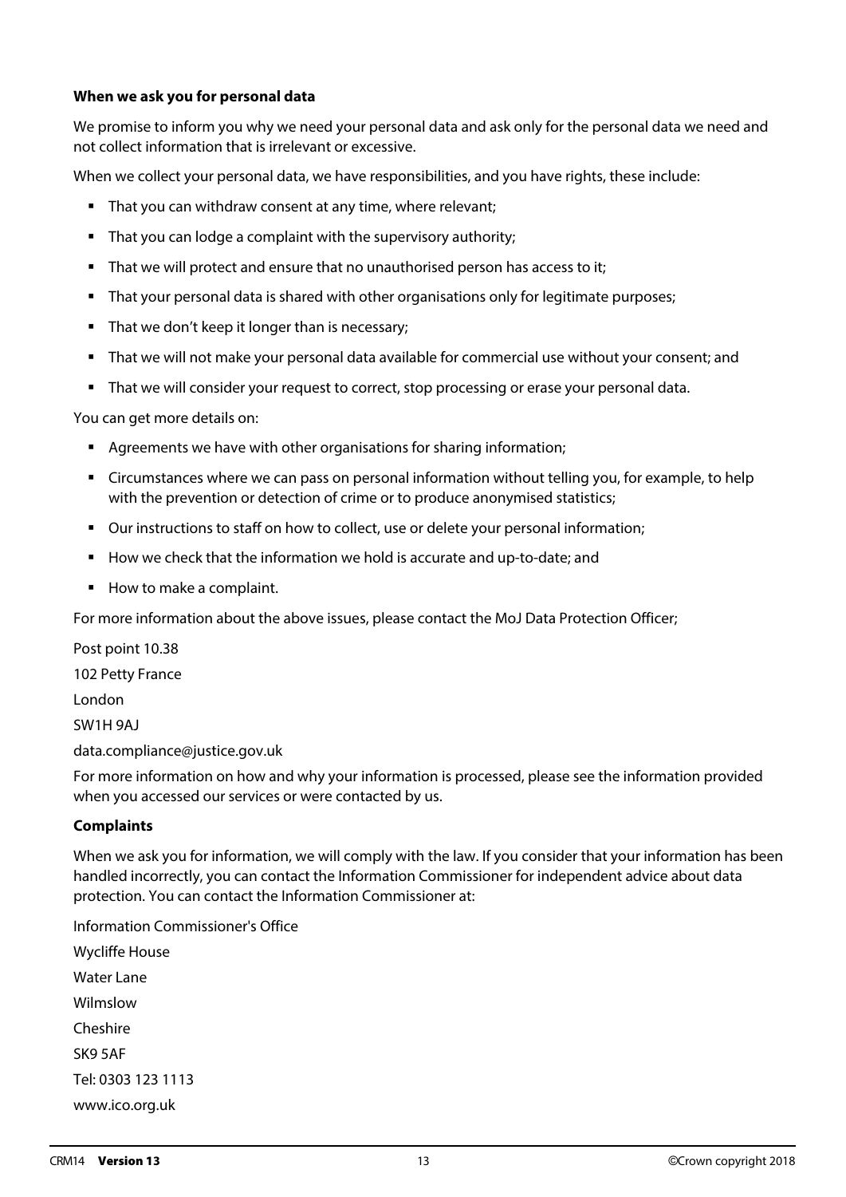**When we ask you for personal data**

We promise to inform you why we need your personal data and ask only for the personal data we need and not collect information that is irrelevant or excessive.

When we collect your personal data, we have responsibilities, and you have rights, these include:

- That you can withdraw consent at any time, where relevant;
- That you can lodge a complaint with the supervisory authority;
- That we will protect and ensure that no unauthorised person has access to it;
- That your personal data is shared with other organisations only for legitimate purposes;
- That we don't keep it longer than is necessary;
- That we will not make your personal data available for commercial use without your consent; and
- That we will consider your request to correct, stop processing or erase your personal data.

You can get more details on:

- Agreements we have with other organisations for sharing information;
- Circumstances where we can pass on personal information without telling you, for example, to help with the prevention or detection of crime or to produce anonymised statistics;
- Our instructions to staff on how to collect, use or delete your personal information;
- How we check that the information we hold is accurate and up-to-date; and
- How to make a complaint.

For more information about the above issues, please contact the MoJ Data Protection Officer;

Post point 10.38

102 Petty France

London

SW1H 9AJ

data.compliance@justice.gov.uk

For more information on how and why your information is processed, please see the information provided when you accessed our services or were contacted by us.

**Complaints**

When we ask you for information, we will comply with the law. If you consider that your information has been handled incorrectly, you can contact the Information Commissioner for independent advice about data protection. You can contact the Information Commissioner at:

Information Commissioner's Office

Wycliffe House

Water Lane

Wilmslow

Cheshire

SK9 5AF

Tel: 0303 123 1113

www.ico.org.uk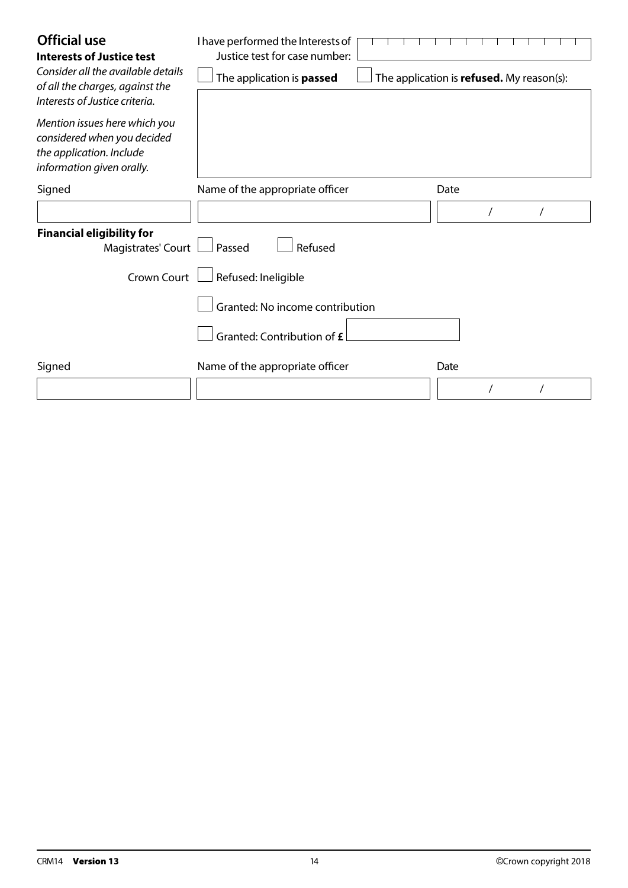## Official use

**Interests of Justice test**

*Consider all the available details of all the charges, against the Interests of Justice criteria.*

*Mention issues here which you considered when you decided the application. Include information given orally.*

I have performed the Interests of Justice test for case number:

☐ The application is **passed** ☐ The application is **refused.** My reason(s):

| Signed | Name of the appropriate officer | Date |
|---|---|---|
| | | / / |

**Financial eligibility for**

Magistrates' Court ☐ Passed ☐ Refused

Crown Court ☐ Refused: Ineligible

☐ Granted: No income contribution

☐ Granted: Contribution of £

| Signed | Name of the appropriate officer | Date |
|---|---|---|
| | | / / |

CRM14 **Version 13** ©Crown copyright 2018